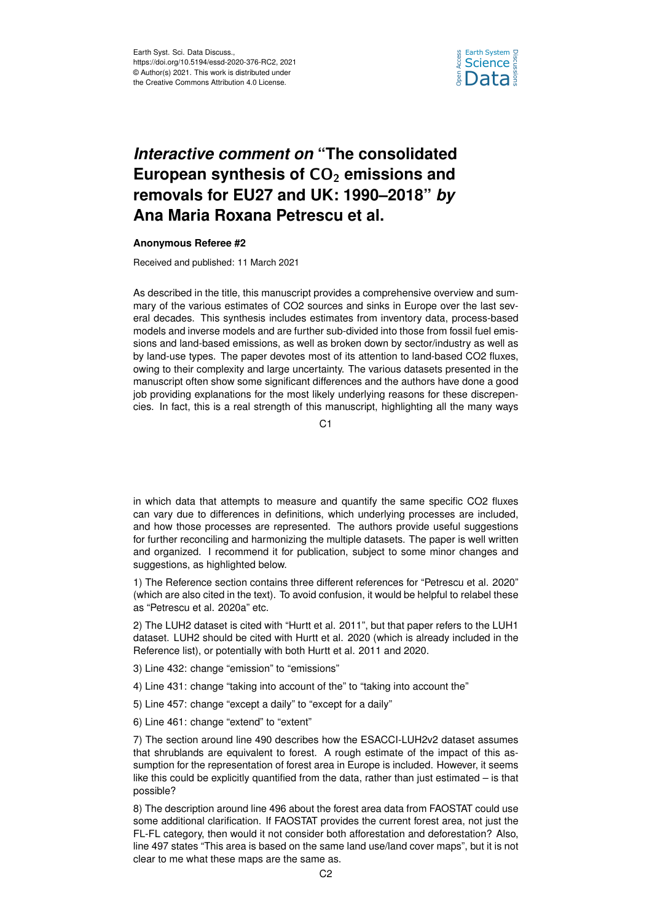# *Interactive comment on* "The consolidated European synthesis of $CO_2$ emissions and removals for EU27 and UK: 1990–2018" *by* Ana Maria Roxana Petrescu et al.

**Anonymous Referee #2**

Received and published: 11 March 2021

As described in the title, this manuscript provides a comprehensive overview and summary of the various estimates of CO2 sources and sinks in Europe over the last several decades. This synthesis includes estimates from inventory data, process-based models and inverse models and are further sub-divided into those from fossil fuel emissions and land-based emissions, as well as broken down by sector/industry as well as by land-use types. The paper devotes most of its attention to land-based CO2 fluxes, owing to their complexity and large uncertainty. The various datasets presented in the manuscript often show some significant differences and the authors have done a good job providing explanations for the most likely underlying reasons for these discrepencies. In fact, this is a real strength of this manuscript, highlighting all the many ways in which data that attempts to measure and quantify the same specific CO2 fluxes can vary due to differences in definitions, which underlying processes are included, and how those processes are represented. The authors provide useful suggestions for further reconciling and harmonizing the multiple datasets. The paper is well written and organized. I recommend it for publication, subject to some minor changes and suggestions, as highlighted below.

1) The Reference section contains three different references for "Petrescu et al. 2020" (which are also cited in the text). To avoid confusion, it would be helpful to relabel these as "Petrescu et al. 2020a" etc.

2) The LUH2 dataset is cited with "Hurtt et al. 2011", but that paper refers to the LUH1 dataset. LUH2 should be cited with Hurtt et al. 2020 (which is already included in the Reference list), or potentially with both Hurtt et al. 2011 and 2020.

3) Line 432: change "emission" to "emissions"

4) Line 431: change "taking into account of the" to "taking into account the"

5) Line 457: change "except a daily" to "except for a daily"

6) Line 461: change "extend" to "extent"

7) The section around line 490 describes how the ESACCI-LUH2v2 dataset assumes that shrublands are equivalent to forest. A rough estimate of the impact of this assumption for the representation of forest area in Europe is included. However, it seems like this could be explicitly quantified from the data, rather than just estimated – is that possible?

8) The description around line 496 about the forest area data from FAOSTAT could use some additional clarification. If FAOSTAT provides the current forest area, not just the FL-FL category, then would it not consider both afforestation and deforestation? Also, line 497 states "This area is based on the same land use/land cover maps", but it is not clear to me what these maps are the same as.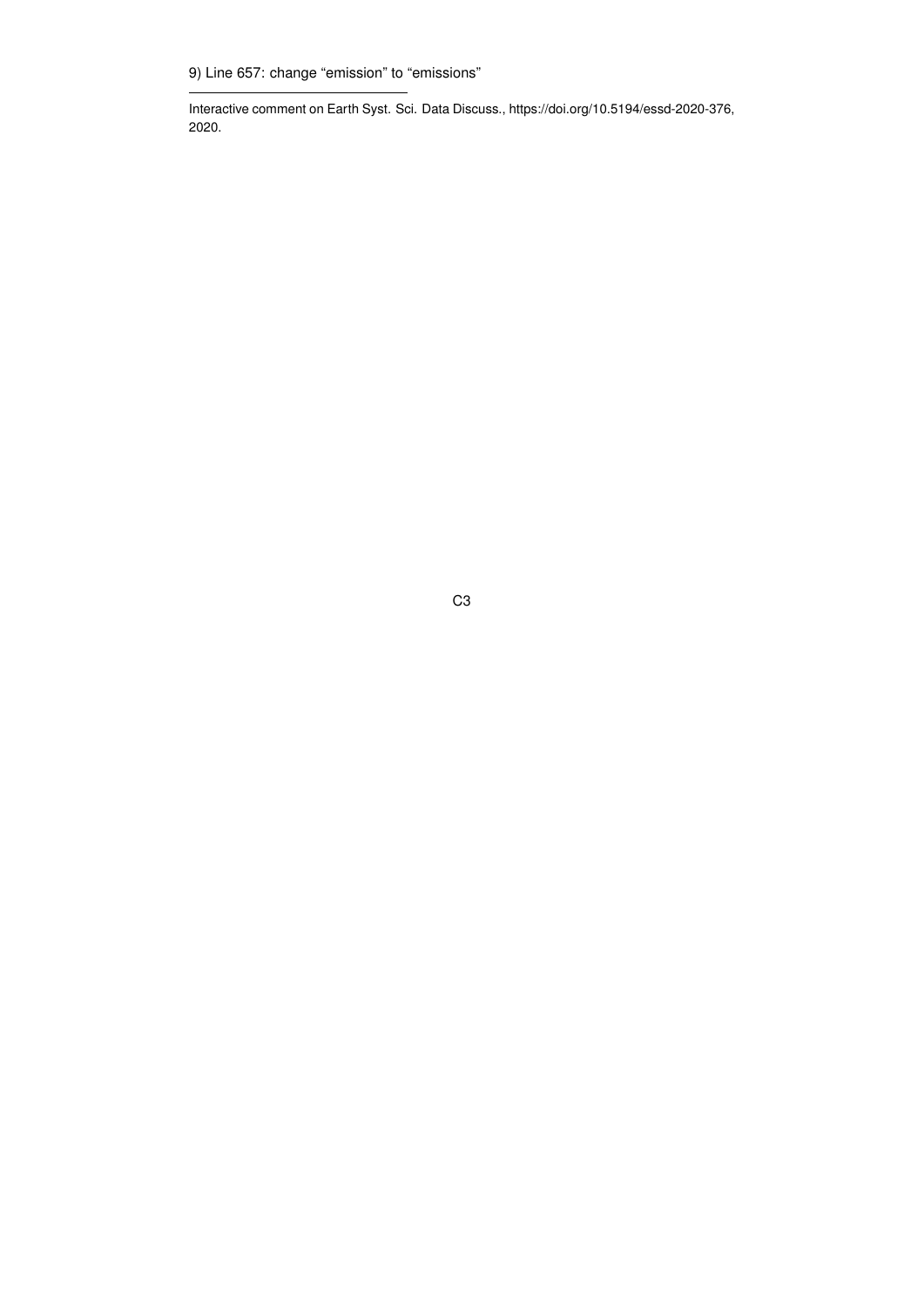9) Line 657: change “emission” to “emissions”

---

Interactive comment on Earth Syst. Sci. Data Discuss., https://doi.org/10.5194/essd-2020-376, 2020.